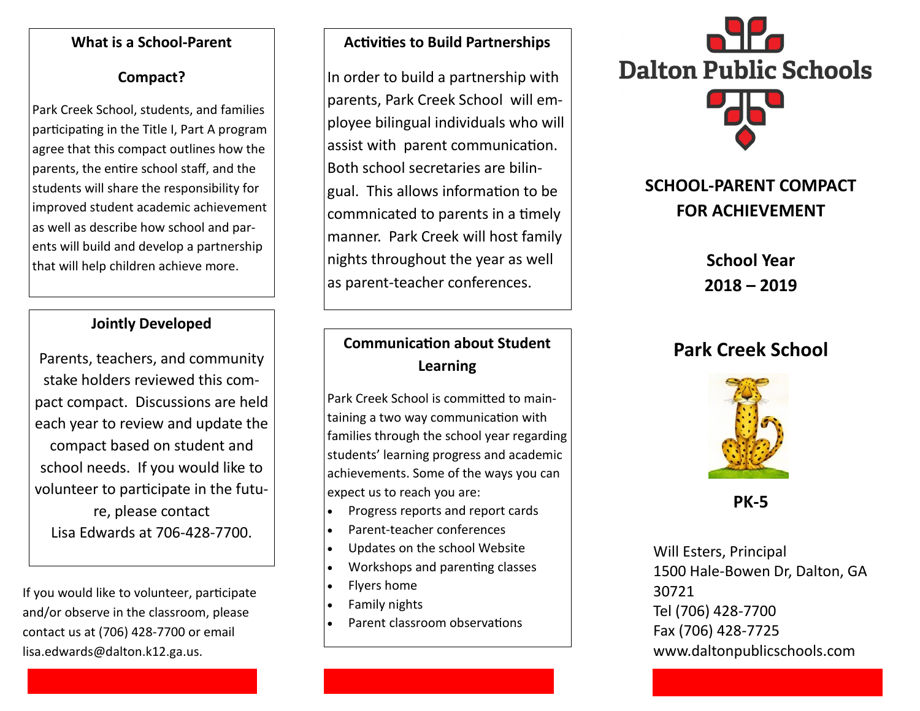## What is a School-Parent Compact?

Park Creek School, students, and families participating in the Title I, Part A program agree that this compact outlines how the parents, the entire school staff, and the students will share the responsibility for improved student academic achievement as well as describe how school and parents will build and develop a partnership that will help children achieve more.

## Jointly Developed

Parents, teachers, and community stake holders reviewed this compact compact. Discussions are held each year to review and update the compact based on student and school needs. If you would like to volunteer to participate in the future, please contact Lisa Edwards at 706-428-7700.

If you would like to volunteer, participate and/or observe in the classroom, please contact us at (706) 428-7700 or email lisa.edwards@dalton.k12.ga.us.

## Activities to Build Partnerships

In order to build a partnership with parents, Park Creek School will employee bilingual individuals who will assist with parent communication. Both school secretaries are bilingual. This allows information to be commnicated to parents in a timely manner. Park Creek will host family nights throughout the year as well as parent-teacher conferences.

## Communication about Student Learning

Park Creek School is committed to maintaining a two way communication with families through the school year regarding students' learning progress and academic achievements. Some of the ways you can expect us to reach you are:

- Progress reports and report cards
- Parent-teacher conferences
- Updates on the school Website
- Workshops and parenting classes
- Flyers home
- Family nights
- Parent classroom observations

# Dalton Public Schools

## SCHOOL-PARENT COMPACT FOR ACHIEVEMENT

**School Year 2018 – 2019**

## Park Creek School

**PK-5**

Will Esters, Principal
1500 Hale-Bowen Dr, Dalton, GA 30721
Tel (706) 428-7700
Fax (706) 428-7725
www.daltonpublicschools.com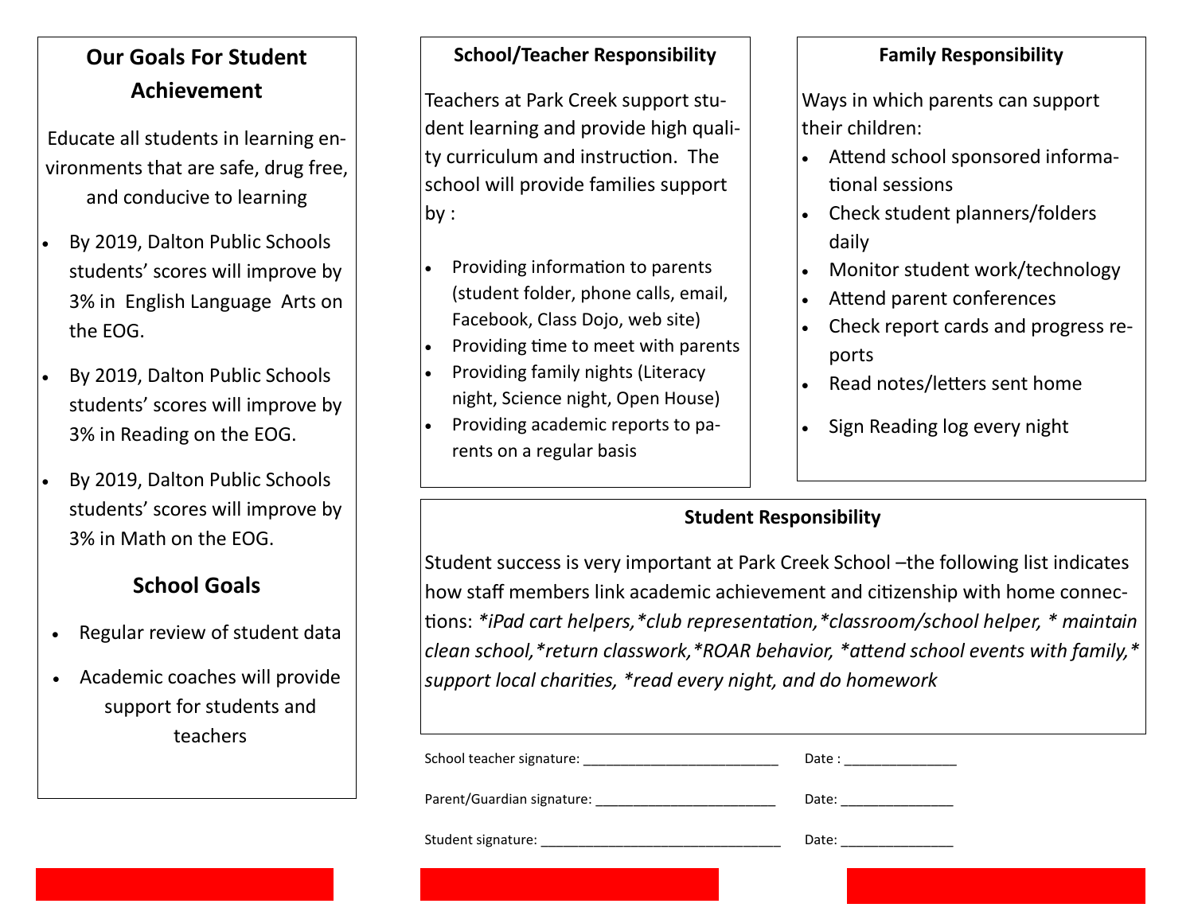## Our Goals For Student Achievement

Educate all students in learning environments that are safe, drug free, and conducive to learning

- By 2019, Dalton Public Schools students' scores will improve by 3% in English Language Arts on the EOG.
- By 2019, Dalton Public Schools students' scores will improve by 3% in Reading on the EOG.
- By 2019, Dalton Public Schools students' scores will improve by 3% in Math on the EOG.

## School Goals

- Regular review of student data
- Academic coaches will provide support for students and teachers

### School/Teacher Responsibility

Teachers at Park Creek support student learning and provide high quality curriculum and instruction. The school will provide families support by :

- Providing information to parents (student folder, phone calls, email, Facebook, Class Dojo, web site)
- Providing time to meet with parents
- Providing family nights (Literacy night, Science night, Open House)
- Providing academic reports to parents on a regular basis

### Family Responsibility

Ways in which parents can support their children:

- Attend school sponsored informational sessions
- Check student planners/folders daily
- Monitor student work/technology
- Attend parent conferences
- Check report cards and progress reports
- Read notes/letters sent home
- Sign Reading log every night

### Student Responsibility

Student success is very important at Park Creek School –the following list indicates how staff members link academic achievement and citizenship with home connections: *\*iPad cart helpers,\*club representation,\*classroom/school helper, \* maintain clean school,\*return classwork,\*ROAR behavior, \*attend school events with family,\* support local charities, \*read every night, and do homework*

School teacher signature: __________________________ Date : _______________

Parent/Guardian signature: ________________________ Date: _______________

Student signature: ________________________________ Date: _______________